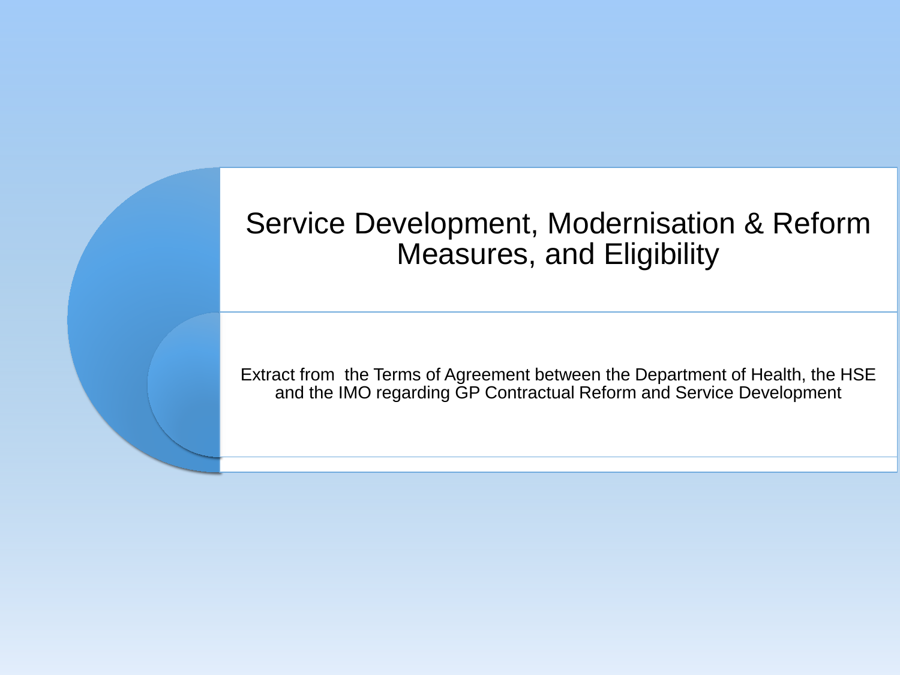# Service Development, Modernisation & Reform Measures, and Eligibility

Extract from the Terms of Agreement between the Department of Health, the HSE and the IMO regarding GP Contractual Reform and Service Development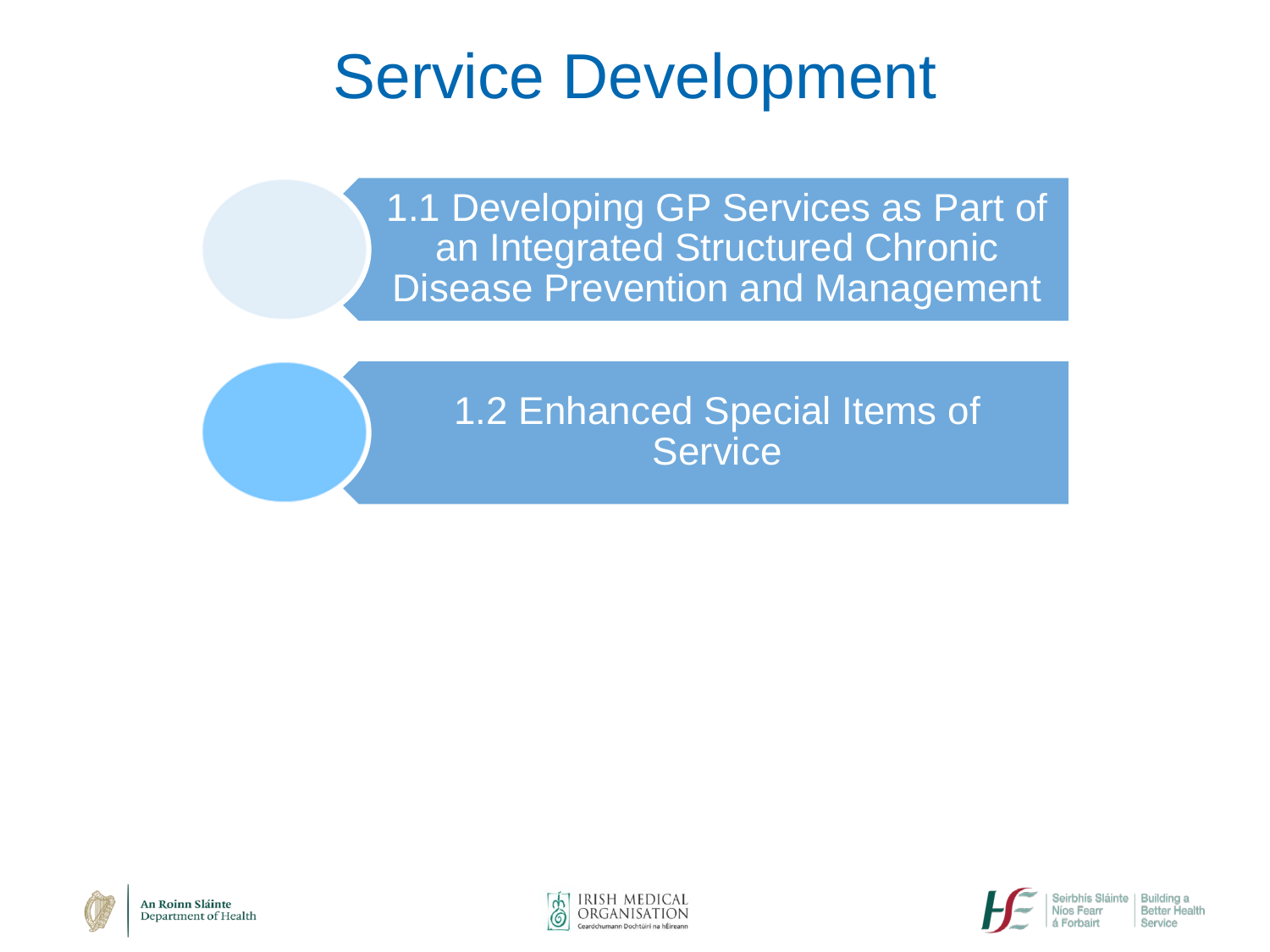# Service Development

1.1 Developing GP Services as Part of an Integrated Structured Chronic Disease Prevention and Management

1.2 Enhanced Special Items of Service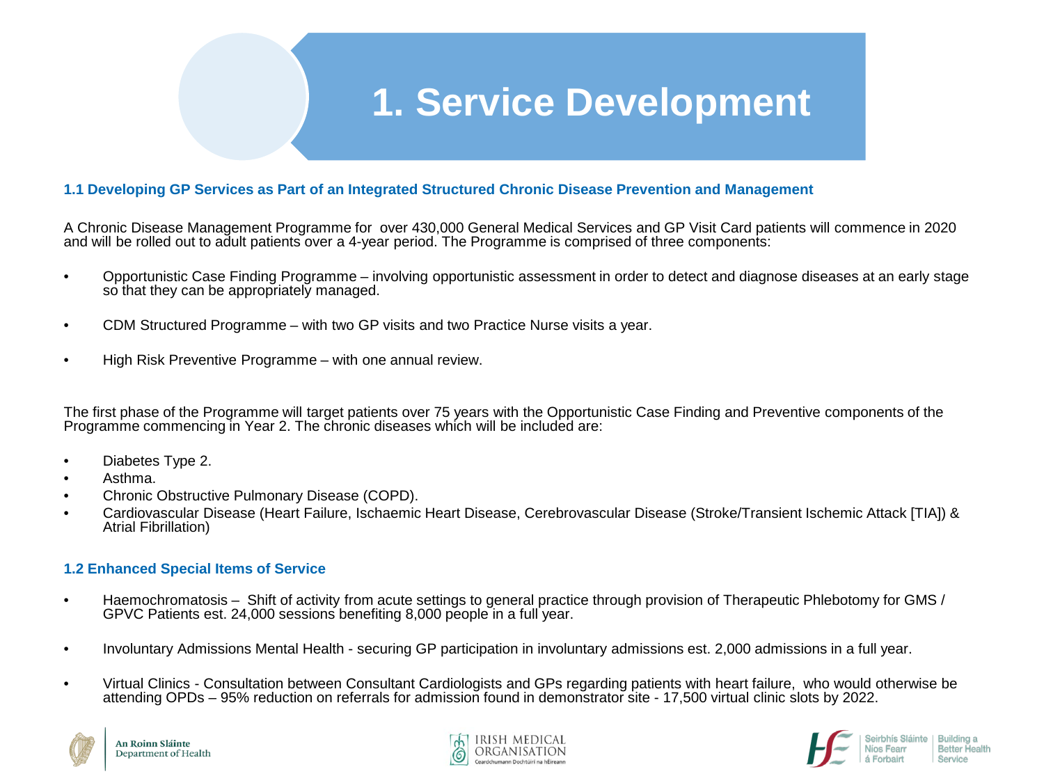# 1. Service Development

### 1.1 Developing GP Services as Part of an Integrated Structured Chronic Disease Prevention and Management

A Chronic Disease Management Programme for over 430,000 General Medical Services and GP Visit Card patients will commence in 2020 and will be rolled out to adult patients over a 4-year period. The Programme is comprised of three components:

- Opportunistic Case Finding Programme – involving opportunistic assessment in order to detect and diagnose diseases at an early stage so that they can be appropriately managed.
- CDM Structured Programme – with two GP visits and two Practice Nurse visits a year.
- High Risk Preventive Programme – with one annual review.

The first phase of the Programme will target patients over 75 years with the Opportunistic Case Finding and Preventive components of the Programme commencing in Year 2. The chronic diseases which will be included are:

- Diabetes Type 2.
- Asthma.
- Chronic Obstructive Pulmonary Disease (COPD).
- Cardiovascular Disease (Heart Failure, Ischaemic Heart Disease, Cerebrovascular Disease (Stroke/Transient Ischemic Attack [TIA]) & Atrial Fibrillation)

### 1.2 Enhanced Special Items of Service

- Haemochromatosis – Shift of activity from acute settings to general practice through provision of Therapeutic Phlebotomy for GMS / GPVC Patients est. 24,000 sessions benefiting 8,000 people in a full year.
- Involuntary Admissions Mental Health - securing GP participation in involuntary admissions est. 2,000 admissions in a full year.
- Virtual Clinics - Consultation between Consultant Cardiologists and GPs regarding patients with heart failure, who would otherwise be attending OPDs – 95% reduction on referrals for admission found in demonstrator site - 17,500 virtual clinic slots by 2022.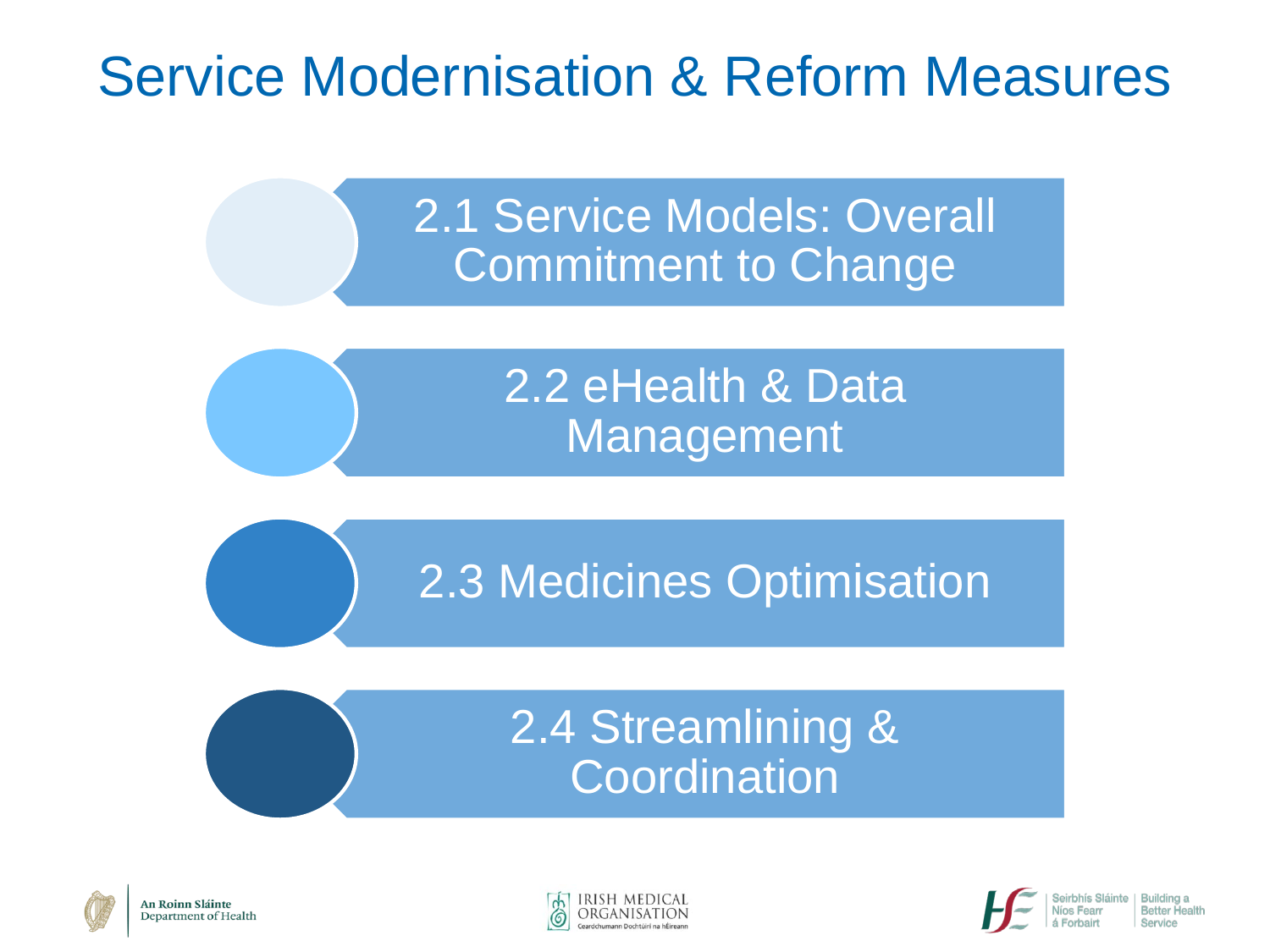# Service Modernisation & Reform Measures

- 2.1 Service Models: Overall Commitment to Change
- 2.2 eHealth & Data Management
- 2.3 Medicines Optimisation
- 2.4 Streamlining & Coordination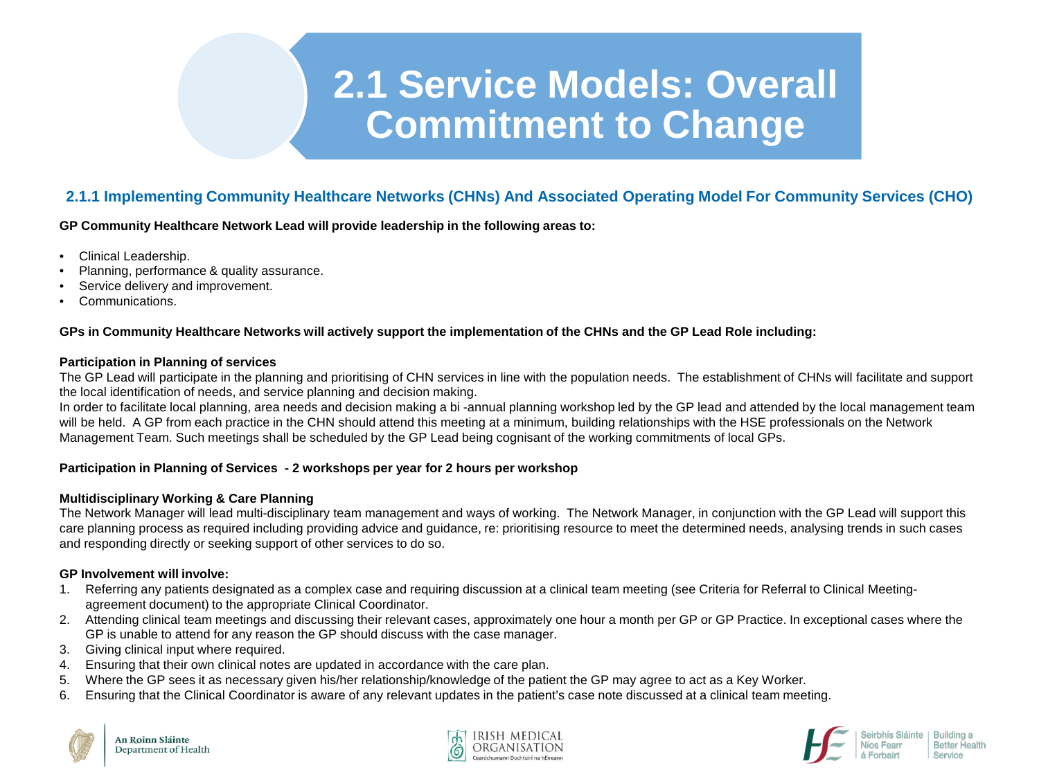# 2.1 Service Models: Overall Commitment to Change

## 2.1.1 Implementing Community Healthcare Networks (CHNs) And Associated Operating Model For Community Services (CHO)

**GP Community Healthcare Network Lead will provide leadership in the following areas to:**

- Clinical Leadership.
- Planning, performance & quality assurance.
- Service delivery and improvement.
- Communications.

**GPs in Community Healthcare Networks will actively support the implementation of the CHNs and the GP Lead Role including:**

**Participation in Planning of services**

The GP Lead will participate in the planning and prioritising of CHN services in line with the population needs. The establishment of CHNs will facilitate and support the local identification of needs, and service planning and decision making.

In order to facilitate local planning, area needs and decision making a bi -annual planning workshop led by the GP lead and attended by the local management team will be held. A GP from each practice in the CHN should attend this meeting at a minimum, building relationships with the HSE professionals on the Network Management Team. Such meetings shall be scheduled by the GP Lead being cognisant of the working commitments of local GPs.

**Participation in Planning of Services - 2 workshops per year for 2 hours per workshop**

**Multidisciplinary Working & Care Planning**

The Network Manager will lead multi-disciplinary team management and ways of working. The Network Manager, in conjunction with the GP Lead will support this care planning process as required including providing advice and guidance, re: prioritising resource to meet the determined needs, analysing trends in such cases and responding directly or seeking support of other services to do so.

**GP Involvement will involve:**

1. Referring any patients designated as a complex case and requiring discussion at a clinical team meeting (see Criteria for Referral to Clinical Meeting- agreement document) to the appropriate Clinical Coordinator.
2. Attending clinical team meetings and discussing their relevant cases, approximately one hour a month per GP or GP Practice. In exceptional cases where the GP is unable to attend for any reason the GP should discuss with the case manager.
3. Giving clinical input where required.
4. Ensuring that their own clinical notes are updated in accordance with the care plan.
5. Where the GP sees it as necessary given his/her relationship/knowledge of the patient the GP may agree to act as a Key Worker.
6. Ensuring that the Clinical Coordinator is aware of any relevant updates in the patient's case note discussed at a clinical team meeting.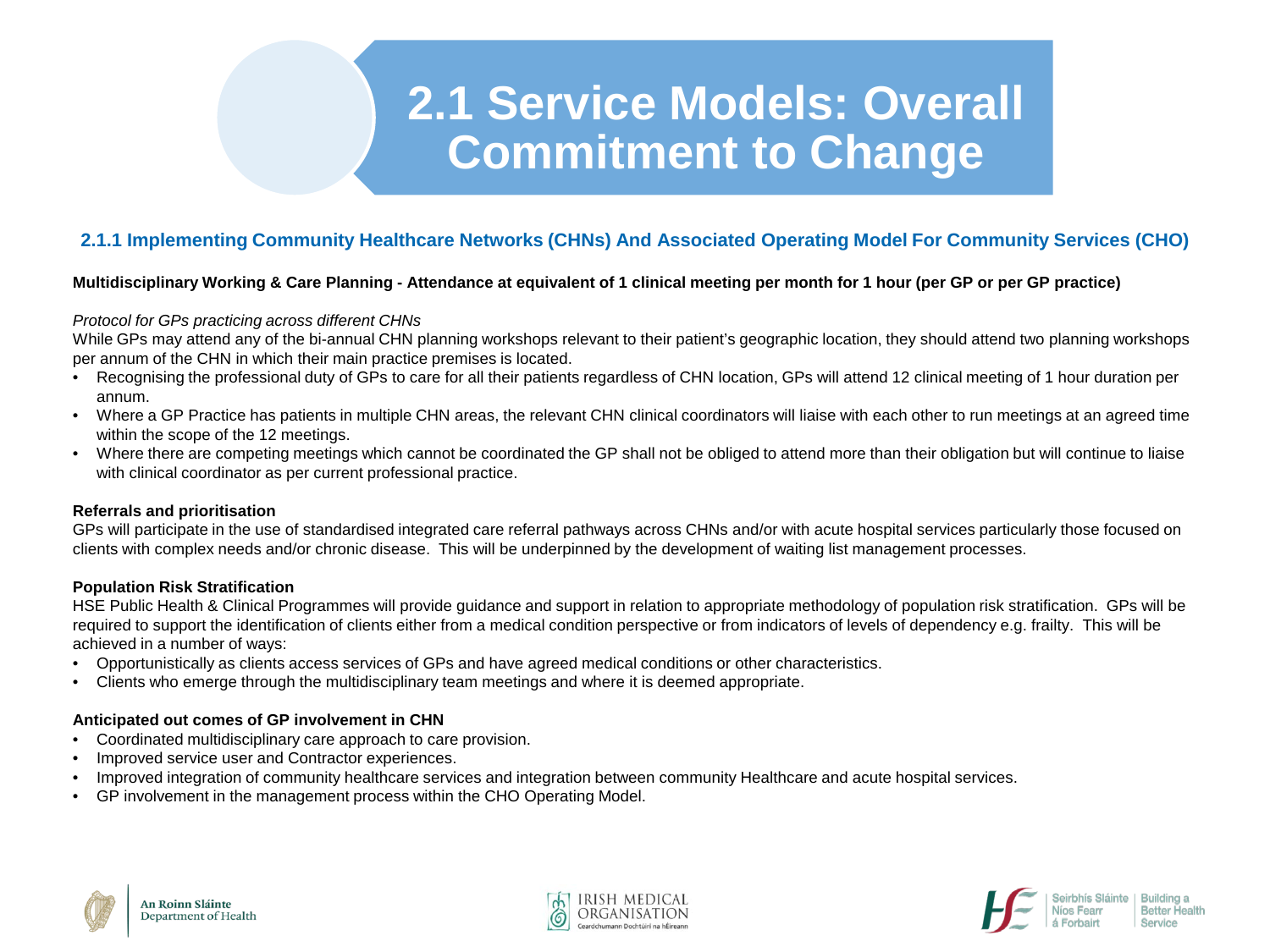# 2.1 Service Models: Overall Commitment to Change

## 2.1.1 Implementing Community Healthcare Networks (CHNs) And Associated Operating Model For Community Services (CHO)

**Multidisciplinary Working & Care Planning - Attendance at equivalent of 1 clinical meeting per month for 1 hour (per GP or per GP practice)**

*Protocol for GPs practicing across different CHNs*

While GPs may attend any of the bi-annual CHN planning workshops relevant to their patient's geographic location, they should attend two planning workshops per annum of the CHN in which their main practice premises is located.

- Recognising the professional duty of GPs to care for all their patients regardless of CHN location, GPs will attend 12 clinical meeting of 1 hour duration per annum.
- Where a GP Practice has patients in multiple CHN areas, the relevant CHN clinical coordinators will liaise with each other to run meetings at an agreed time within the scope of the 12 meetings.
- Where there are competing meetings which cannot be coordinated the GP shall not be obliged to attend more than their obligation but will continue to liaise with clinical coordinator as per current professional practice.

**Referrals and prioritisation**

GPs will participate in the use of standardised integrated care referral pathways across CHNs and/or with acute hospital services particularly those focused on clients with complex needs and/or chronic disease. This will be underpinned by the development of waiting list management processes.

**Population Risk Stratification**

HSE Public Health & Clinical Programmes will provide guidance and support in relation to appropriate methodology of population risk stratification. GPs will be required to support the identification of clients either from a medical condition perspective or from indicators of levels of dependency e.g. frailty. This will be achieved in a number of ways:

- Opportunistically as clients access services of GPs and have agreed medical conditions or other characteristics.
- Clients who emerge through the multidisciplinary team meetings and where it is deemed appropriate.

**Anticipated out comes of GP involvement in CHN**

- Coordinated multidisciplinary care approach to care provision.
- Improved service user and Contractor experiences.
- Improved integration of community healthcare services and integration between community Healthcare and acute hospital services.
- GP involvement in the management process within the CHO Operating Model.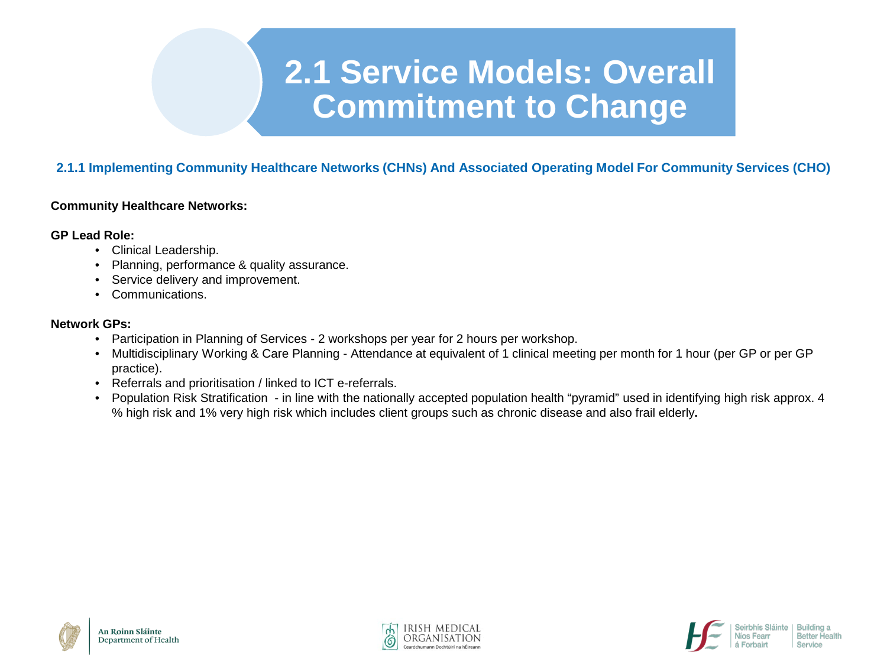# 2.1 Service Models: Overall Commitment to Change

### 2.1.1 Implementing Community Healthcare Networks (CHNs) And Associated Operating Model For Community Services (CHO)

**Community Healthcare Networks:**

**GP Lead Role:**

- Clinical Leadership.
- Planning, performance & quality assurance.
- Service delivery and improvement.
- Communications.

**Network GPs:**

- Participation in Planning of Services - 2 workshops per year for 2 hours per workshop.
- Multidisciplinary Working & Care Planning - Attendance at equivalent of 1 clinical meeting per month for 1 hour (per GP or per GP practice).
- Referrals and prioritisation / linked to ICT e-referrals.
- Population Risk Stratification - in line with the nationally accepted population health "pyramid" used in identifying high risk approx. 4 % high risk and 1% very high risk which includes client groups such as chronic disease and also frail elderly.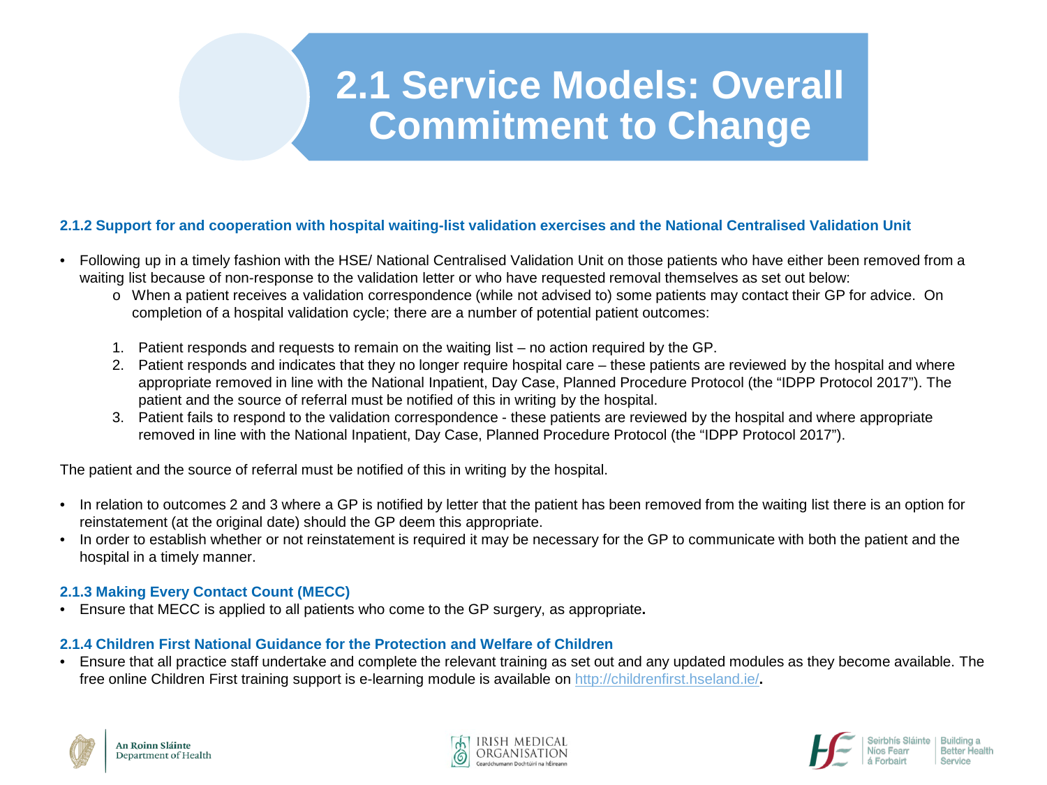# 2.1 Service Models: Overall Commitment to Change

### 2.1.2 Support for and cooperation with hospital waiting-list validation exercises and the National Centralised Validation Unit

- Following up in a timely fashion with the HSE/ National Centralised Validation Unit on those patients who have either been removed from a waiting list because of non-response to the validation letter or who have requested removal themselves as set out below:
  - When a patient receives a validation correspondence (while not advised to) some patients may contact their GP for advice. On completion of a hospital validation cycle; there are a number of potential patient outcomes:

1. Patient responds and requests to remain on the waiting list – no action required by the GP.
2. Patient responds and indicates that they no longer require hospital care – these patients are reviewed by the hospital and where appropriate removed in line with the National Inpatient, Day Case, Planned Procedure Protocol (the "IDPP Protocol 2017"). The patient and the source of referral must be notified of this in writing by the hospital.
3. Patient fails to respond to the validation correspondence - these patients are reviewed by the hospital and where appropriate removed in line with the National Inpatient, Day Case, Planned Procedure Protocol (the "IDPP Protocol 2017").

The patient and the source of referral must be notified of this in writing by the hospital.

- In relation to outcomes 2 and 3 where a GP is notified by letter that the patient has been removed from the waiting list there is an option for reinstatement (at the original date) should the GP deem this appropriate.
- In order to establish whether or not reinstatement is required it may be necessary for the GP to communicate with both the patient and the hospital in a timely manner.

### 2.1.3 Making Every Contact Count (MECC)

- Ensure that MECC is applied to all patients who come to the GP surgery, as appropriate**.**

### 2.1.4 Children First National Guidance for the Protection and Welfare of Children

- Ensure that all practice staff undertake and complete the relevant training as set out and any updated modules as they become available. The free online Children First training support is e-learning module is available on http://childrenfirst.hseland.ie/**.**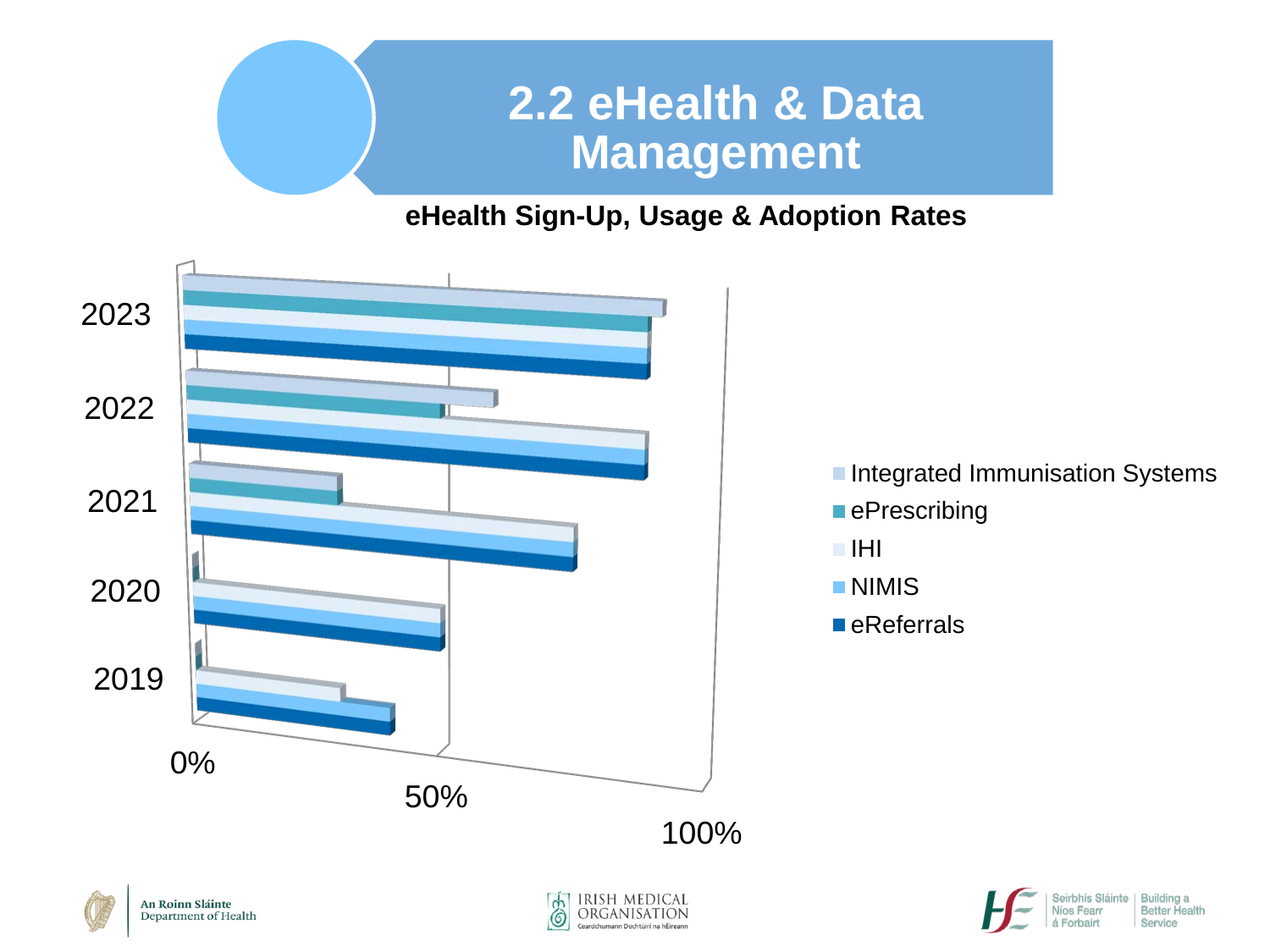# 2.2 eHealth & Data Management

**eHealth Sign-Up, Usage & Adoption Rates**

2023

2022

2021

2020

2019

0%

50%

100%

- Integrated Immunisation Systems
- ePrescribing
- IHI
- NIMIS
- eReferrals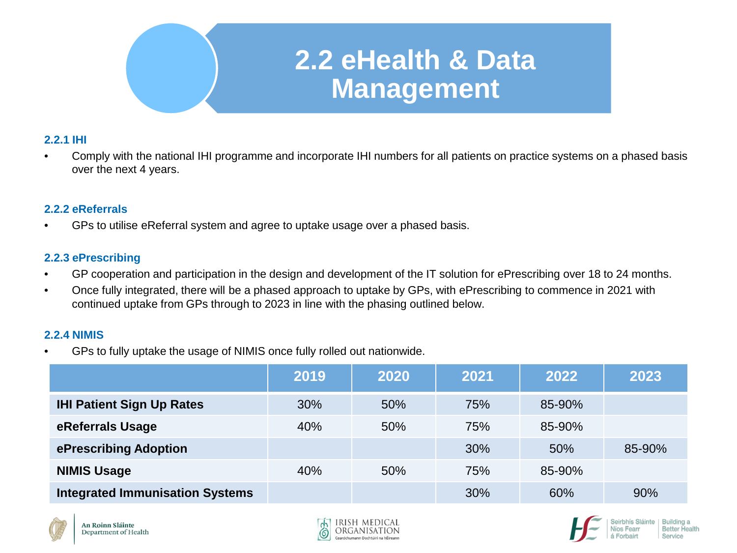# 2.2 eHealth & Data Management

### 2.2.1 IHI

- Comply with the national IHI programme and incorporate IHI numbers for all patients on practice systems on a phased basis over the next 4 years.

### 2.2.2 eReferrals

- GPs to utilise eReferral system and agree to uptake usage over a phased basis.

### 2.2.3 ePrescribing

- GP cooperation and participation in the design and development of the IT solution for ePrescribing over 18 to 24 months.
- Once fully integrated, there will be a phased approach to uptake by GPs, with ePrescribing to commence in 2021 with continued uptake from GPs through to 2023 in line with the phasing outlined below.

### 2.2.4 NIMIS

- GPs to fully uptake the usage of NIMIS once fully rolled out nationwide.

| | 2019 | 2020 | 2021 | 2022 | 2023 |
|---|---|---|---|---|---|
| **IHI Patient Sign Up Rates** | 30% | 50% | 75% | 85-90% | |
| **eReferrals Usage** | 40% | 50% | 75% | 85-90% | |
| **ePrescribing Adoption** | | | 30% | 50% | 85-90% |
| **NIMIS Usage** | 40% | 50% | 75% | 85-90% | |
| **Integrated Immunisation Systems** | | | 30% | 60% | 90% |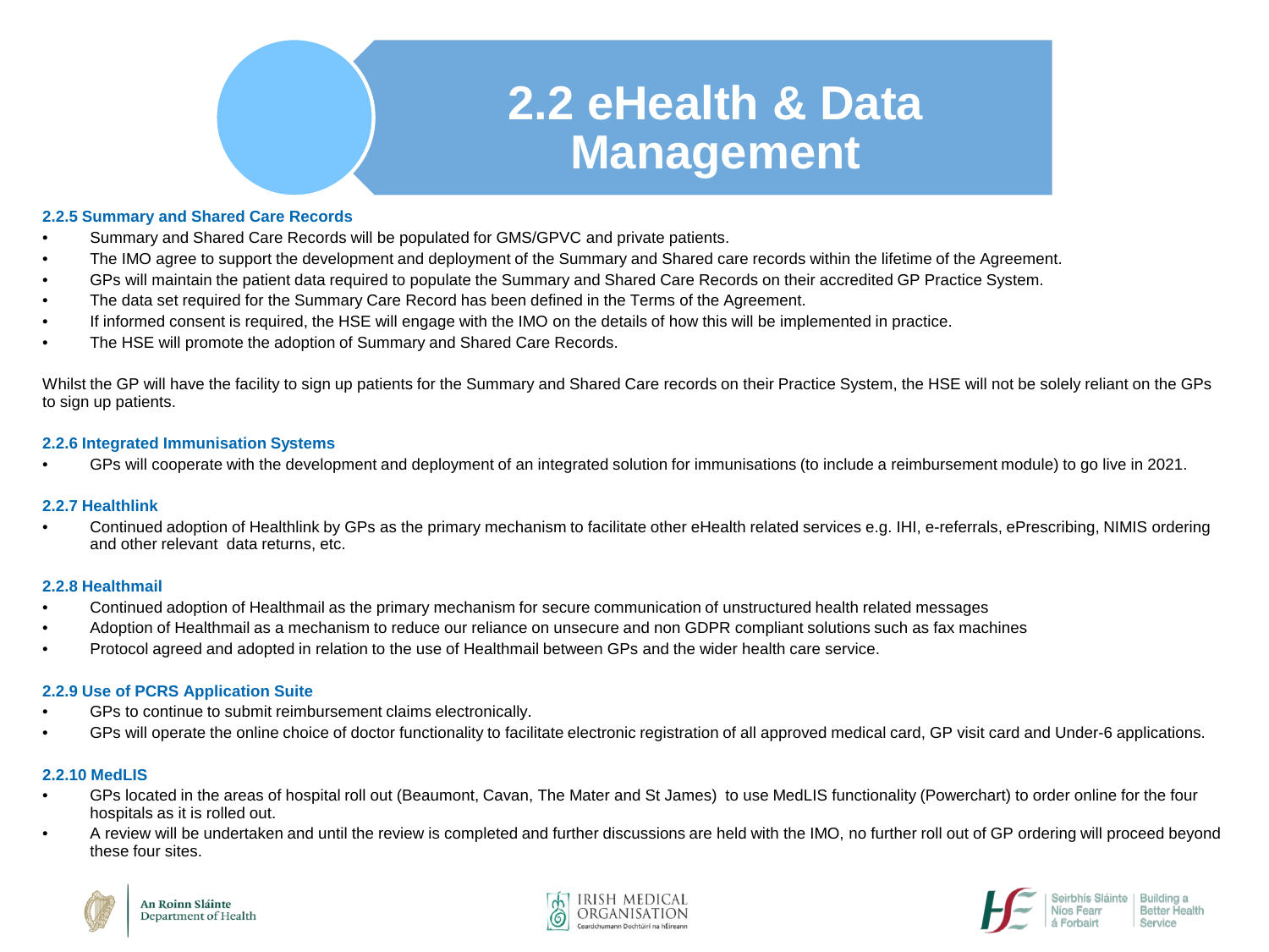# 2.2 eHealth & Data Management

### 2.2.5 Summary and Shared Care Records

- Summary and Shared Care Records will be populated for GMS/GPVC and private patients.
- The IMO agree to support the development and deployment of the Summary and Shared care records within the lifetime of the Agreement.
- GPs will maintain the patient data required to populate the Summary and Shared Care Records on their accredited GP Practice System.
- The data set required for the Summary Care Record has been defined in the Terms of the Agreement.
- If informed consent is required, the HSE will engage with the IMO on the details of how this will be implemented in practice.
- The HSE will promote the adoption of Summary and Shared Care Records.

Whilst the GP will have the facility to sign up patients for the Summary and Shared Care records on their Practice System, the HSE will not be solely reliant on the GPs to sign up patients.

### 2.2.6 Integrated Immunisation Systems

- GPs will cooperate with the development and deployment of an integrated solution for immunisations (to include a reimbursement module) to go live in 2021.

### 2.2.7 Healthlink

- Continued adoption of Healthlink by GPs as the primary mechanism to facilitate other eHealth related services e.g. IHI, e-referrals, ePrescribing, NIMIS ordering and other relevant data returns, etc.

### 2.2.8 Healthmail

- Continued adoption of Healthmail as the primary mechanism for secure communication of unstructured health related messages
- Adoption of Healthmail as a mechanism to reduce our reliance on unsecure and non GDPR compliant solutions such as fax machines
- Protocol agreed and adopted in relation to the use of Healthmail between GPs and the wider health care service.

### 2.2.9 Use of PCRS Application Suite

- GPs to continue to submit reimbursement claims electronically.
- GPs will operate the online choice of doctor functionality to facilitate electronic registration of all approved medical card, GP visit card and Under-6 applications.

### 2.2.10 MedLIS

- GPs located in the areas of hospital roll out (Beaumont, Cavan, The Mater and St James) to use MedLIS functionality (Powerchart) to order online for the four hospitals as it is rolled out.
- A review will be undertaken and until the review is completed and further discussions are held with the IMO, no further roll out of GP ordering will proceed beyond these four sites.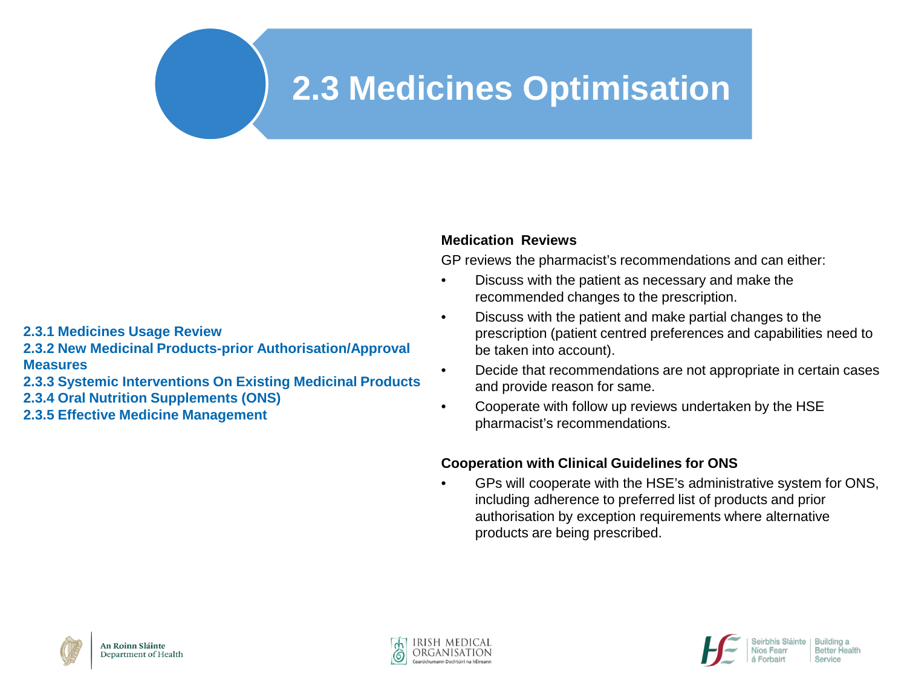# 2.3 Medicines Optimisation

**2.3.1 Medicines Usage Review**
**2.3.2 New Medicinal Products-prior Authorisation/Approval Measures**
**2.3.3 Systemic Interventions On Existing Medicinal Products**
**2.3.4 Oral Nutrition Supplements (ONS)**
**2.3.5 Effective Medicine Management**

**Medication Reviews**

GP reviews the pharmacist's recommendations and can either:

- Discuss with the patient as necessary and make the recommended changes to the prescription.
- Discuss with the patient and make partial changes to the prescription (patient centred preferences and capabilities need to be taken into account).
- Decide that recommendations are not appropriate in certain cases and provide reason for same.
- Cooperate with follow up reviews undertaken by the HSE pharmacist's recommendations.

**Cooperation with Clinical Guidelines for ONS**

- GPs will cooperate with the HSE's administrative system for ONS, including adherence to preferred list of products and prior authorisation by exception requirements where alternative products are being prescribed.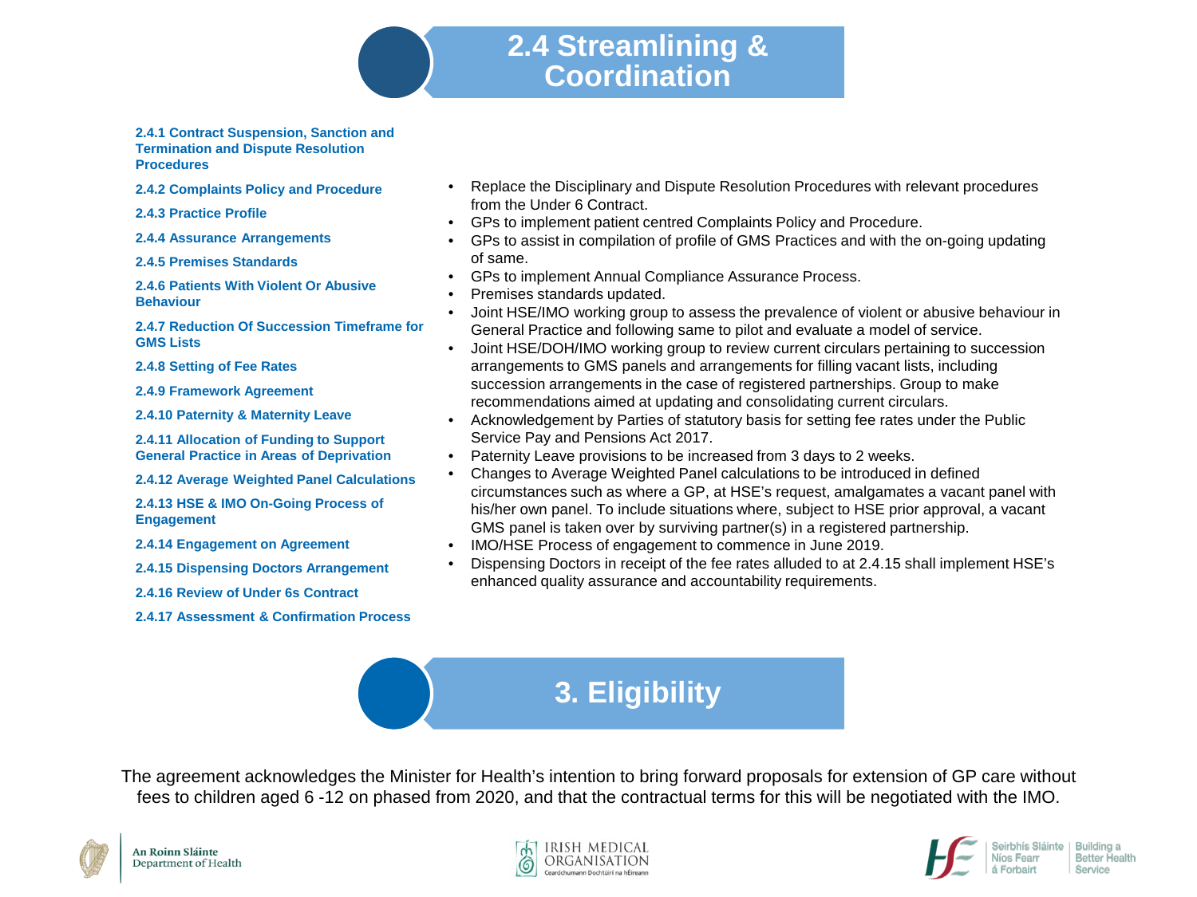## 2.4 Streamlining & Coordination

| | |
|---|---|
| **2.4.1 Contract Suspension, Sanction and Termination and Dispute Resolution Procedures** | Replace the Disciplinary and Dispute Resolution Procedures with relevant procedures from the Under 6 Contract. |
| **2.4.2 Complaints Policy and Procedure** | GPs to implement patient centred Complaints Policy and Procedure. |
| **2.4.3 Practice Profile** | GPs to assist in compilation of profile of GMS Practices and with the on-going updating of same. |
| **2.4.4 Assurance Arrangements** | GPs to implement Annual Compliance Assurance Process. |
| **2.4.5 Premises Standards** | Premises standards updated. |
| **2.4.6 Patients With Violent Or Abusive Behaviour** | Joint HSE/IMO working group to assess the prevalence of violent or abusive behaviour in General Practice and following same to pilot and evaluate a model of service. |
| **2.4.7 Reduction Of Succession Timeframe for GMS Lists** | Joint HSE/DOH/IMO working group to review current circulars pertaining to succession arrangements to GMS panels and arrangements for filling vacant lists, including succession arrangements in the case of registered partnerships. Group to make recommendations aimed at updating and consolidating current circulars. |
| **2.4.8 Setting of Fee Rates** | Acknowledgement by Parties of statutory basis for setting fee rates under the Public Service Pay and Pensions Act 2017. |
| **2.4.9 Framework Agreement** | |
| **2.4.10 Paternity & Maternity Leave** | Paternity Leave provisions to be increased from 3 days to 2 weeks. |
| **2.4.11 Allocation of Funding to Support General Practice in Areas of Deprivation** | |
| **2.4.12 Average Weighted Panel Calculations** | Changes to Average Weighted Panel calculations to be introduced in defined circumstances such as where a GP, at HSE's request, amalgamates a vacant panel with his/her own panel. To include situations where, subject to HSE prior approval, a vacant GMS panel is taken over by surviving partner(s) in a registered partnership. |
| **2.4.13 HSE & IMO On-Going Process of Engagement** | IMO/HSE Process of engagement to commence in June 2019. |
| **2.4.14 Engagement on Agreement** | |
| **2.4.15 Dispensing Doctors Arrangement** | Dispensing Doctors in receipt of the fee rates alluded to at 2.4.15 shall implement HSE's enhanced quality assurance and accountability requirements. |
| **2.4.16 Review of Under 6s Contract** | |
| **2.4.17 Assessment & Confirmation Process** | |

## 3. Eligibility

The agreement acknowledges the Minister for Health's intention to bring forward proposals for extension of GP care without fees to children aged 6 -12 on phased from 2020, and that the contractual terms for this will be negotiated with the IMO.